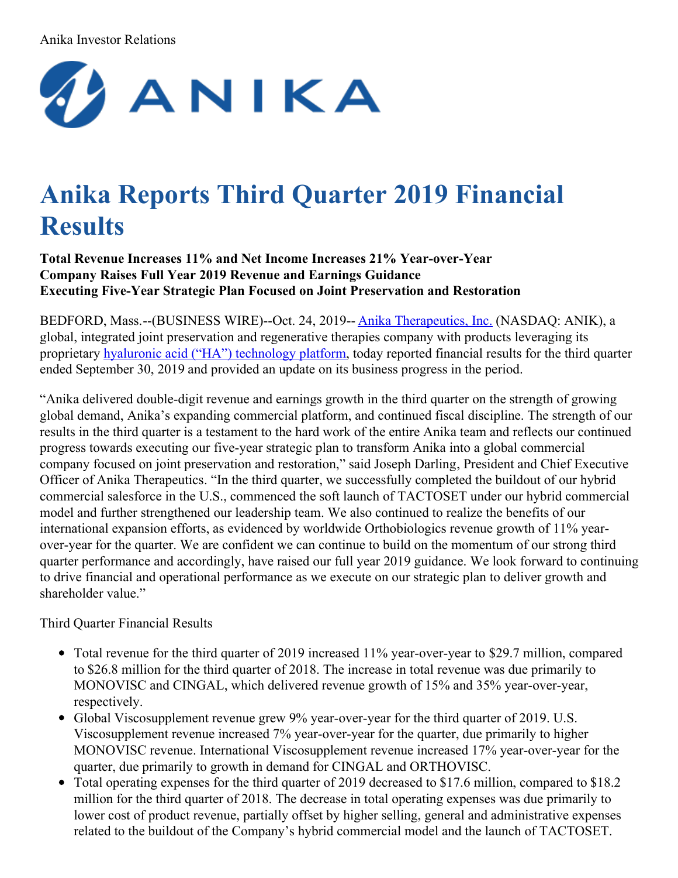Anika Investor Relations

# Anika Reports Third Quarter 2019 Financial Results

**Total Revenue Increases 11% and Net Income Increases 21% Year-over-Year**
**Company Raises Full Year 2019 Revenue and Earnings Guidance**
**Executing Five-Year Strategic Plan Focused on Joint Preservation and Restoration**

BEDFORD, Mass.--(BUSINESS WIRE)--Oct. 24, 2019-- Anika Therapeutics, Inc. (NASDAQ: ANIK), a global, integrated joint preservation and regenerative therapies company with products leveraging its proprietary hyaluronic acid (“HA”) technology platform, today reported financial results for the third quarter ended September 30, 2019 and provided an update on its business progress in the period.

“Anika delivered double-digit revenue and earnings growth in the third quarter on the strength of growing global demand, Anika’s expanding commercial platform, and continued fiscal discipline. The strength of our results in the third quarter is a testament to the hard work of the entire Anika team and reflects our continued progress towards executing our five-year strategic plan to transform Anika into a global commercial company focused on joint preservation and restoration,” said Joseph Darling, President and Chief Executive Officer of Anika Therapeutics. “In the third quarter, we successfully completed the buildout of our hybrid commercial salesforce in the U.S., commenced the soft launch of TACTOSET under our hybrid commercial model and further strengthened our leadership team. We also continued to realize the benefits of our international expansion efforts, as evidenced by worldwide Orthobiologics revenue growth of 11% year-over-year for the quarter. We are confident we can continue to build on the momentum of our strong third quarter performance and accordingly, have raised our full year 2019 guidance. We look forward to continuing to drive financial and operational performance as we execute on our strategic plan to deliver growth and shareholder value.”

Third Quarter Financial Results

- Total revenue for the third quarter of 2019 increased 11% year-over-year to $29.7 million, compared to $26.8 million for the third quarter of 2018. The increase in total revenue was due primarily to MONOVISC and CINGAL, which delivered revenue growth of 15% and 35% year-over-year, respectively.
- Global Viscosupplement revenue grew 9% year-over-year for the third quarter of 2019. U.S. Viscosupplement revenue increased 7% year-over-year for the quarter, due primarily to higher MONOVISC revenue. International Viscosupplement revenue increased 17% year-over-year for the quarter, due primarily to growth in demand for CINGAL and ORTHOVISC.
- Total operating expenses for the third quarter of 2019 decreased to $17.6 million, compared to $18.2 million for the third quarter of 2018. The decrease in total operating expenses was due primarily to lower cost of product revenue, partially offset by higher selling, general and administrative expenses related to the buildout of the Company’s hybrid commercial model and the launch of TACTOSET.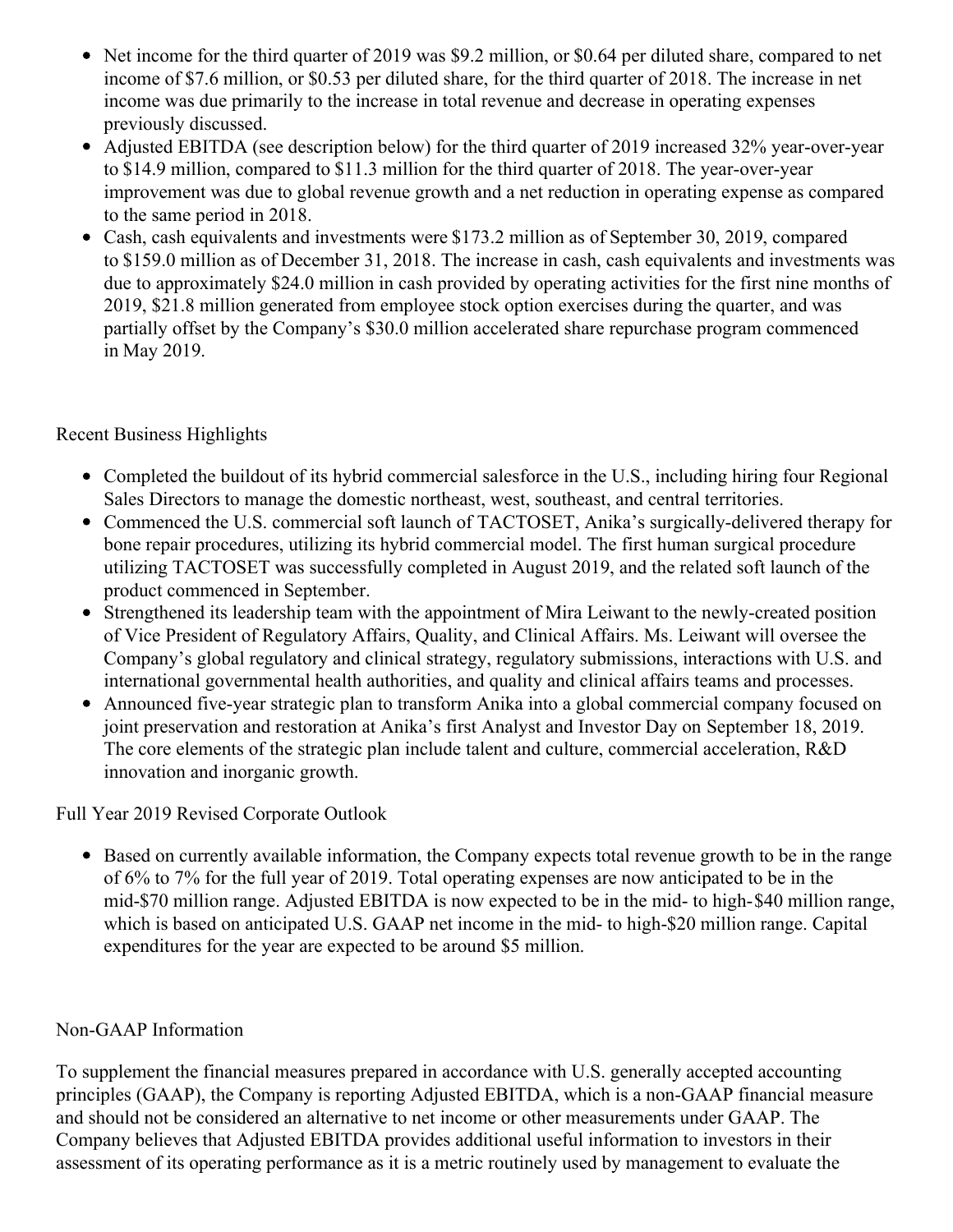- Net income for the third quarter of 2019 was $9.2 million, or $0.64 per diluted share, compared to net income of $7.6 million, or $0.53 per diluted share, for the third quarter of 2018. The increase in net income was due primarily to the increase in total revenue and decrease in operating expenses previously discussed.
- Adjusted EBITDA (see description below) for the third quarter of 2019 increased 32% year-over-year to $14.9 million, compared to $11.3 million for the third quarter of 2018. The year-over-year improvement was due to global revenue growth and a net reduction in operating expense as compared to the same period in 2018.
- Cash, cash equivalents and investments were $173.2 million as of September 30, 2019, compared to $159.0 million as of December 31, 2018. The increase in cash, cash equivalents and investments was due to approximately $24.0 million in cash provided by operating activities for the first nine months of 2019, $21.8 million generated from employee stock option exercises during the quarter, and was partially offset by the Company's $30.0 million accelerated share repurchase program commenced in May 2019.

Recent Business Highlights

- Completed the buildout of its hybrid commercial salesforce in the U.S., including hiring four Regional Sales Directors to manage the domestic northeast, west, southeast, and central territories.
- Commenced the U.S. commercial soft launch of TACTOSET, Anika's surgically-delivered therapy for bone repair procedures, utilizing its hybrid commercial model. The first human surgical procedure utilizing TACTOSET was successfully completed in August 2019, and the related soft launch of the product commenced in September.
- Strengthened its leadership team with the appointment of Mira Leiwant to the newly-created position of Vice President of Regulatory Affairs, Quality, and Clinical Affairs. Ms. Leiwant will oversee the Company's global regulatory and clinical strategy, regulatory submissions, interactions with U.S. and international governmental health authorities, and quality and clinical affairs teams and processes.
- Announced five-year strategic plan to transform Anika into a global commercial company focused on joint preservation and restoration at Anika's first Analyst and Investor Day on September 18, 2019. The core elements of the strategic plan include talent and culture, commercial acceleration, R&D innovation and inorganic growth.

Full Year 2019 Revised Corporate Outlook

- Based on currently available information, the Company expects total revenue growth to be in the range of 6% to 7% for the full year of 2019. Total operating expenses are now anticipated to be in the mid-$70 million range. Adjusted EBITDA is now expected to be in the mid- to high-$40 million range, which is based on anticipated U.S. GAAP net income in the mid- to high-$20 million range. Capital expenditures for the year are expected to be around $5 million.

Non-GAAP Information

To supplement the financial measures prepared in accordance with U.S. generally accepted accounting principles (GAAP), the Company is reporting Adjusted EBITDA, which is a non-GAAP financial measure and should not be considered an alternative to net income or other measurements under GAAP. The Company believes that Adjusted EBITDA provides additional useful information to investors in their assessment of its operating performance as it is a metric routinely used by management to evaluate the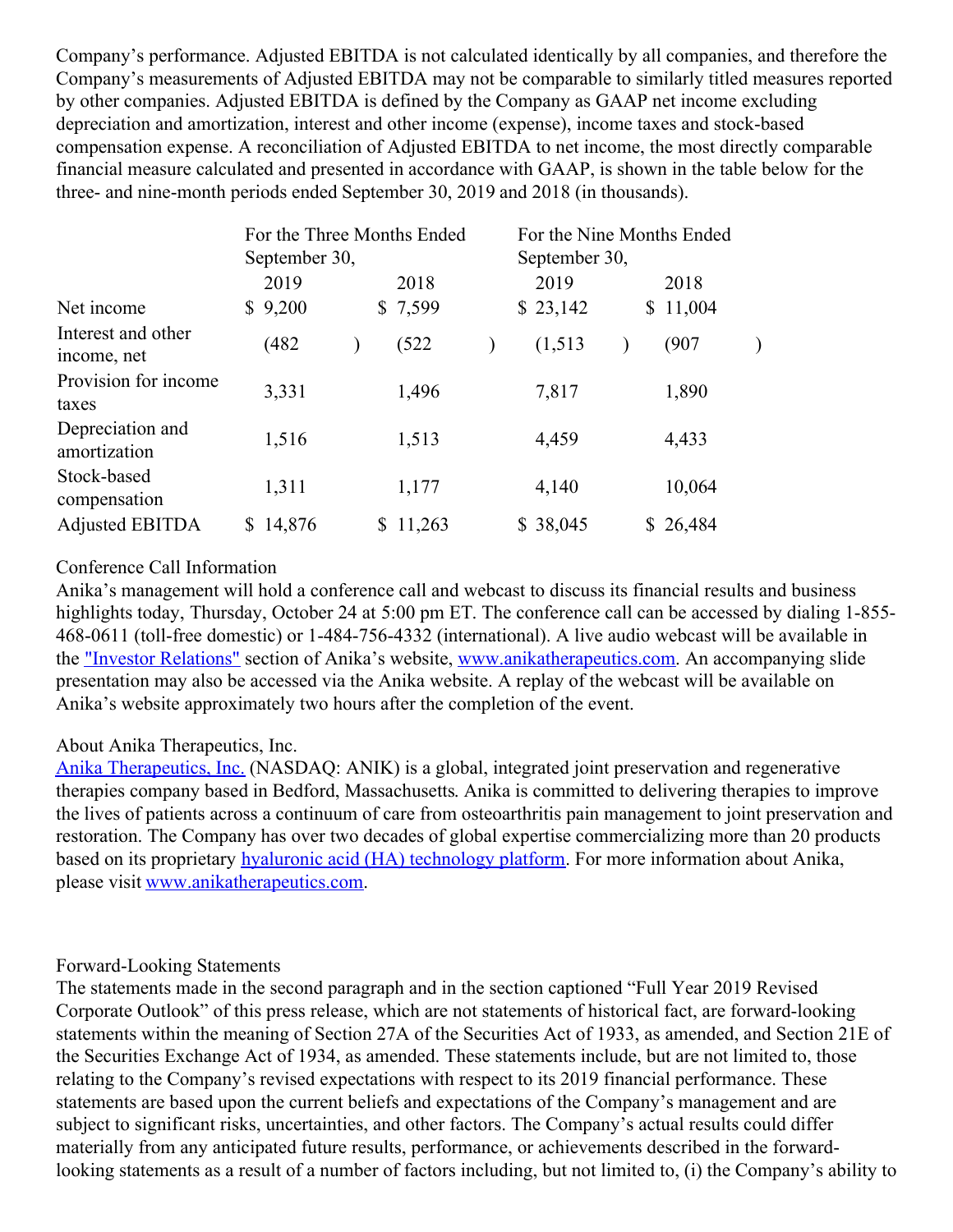Company's performance. Adjusted EBITDA is not calculated identically by all companies, and therefore the Company's measurements of Adjusted EBITDA may not be comparable to similarly titled measures reported by other companies. Adjusted EBITDA is defined by the Company as GAAP net income excluding depreciation and amortization, interest and other income (expense), income taxes and stock-based compensation expense. A reconciliation of Adjusted EBITDA to net income, the most directly comparable financial measure calculated and presented in accordance with GAAP, is shown in the table below for the three- and nine-month periods ended September 30, 2019 and 2018 (in thousands).

| | For the Three Months Ended September 30, | | For the Nine Months Ended September 30, | |
|---|---|---|---|---|
| | 2019 | 2018 | 2019 | 2018 |
| Net income | $ 9,200 | $ 7,599 | $ 23,142 | $ 11,004 |
| Interest and other income, net | (482) | (522) | (1,513) | (907) |
| Provision for income taxes | 3,331 | 1,496 | 7,817 | 1,890 |
| Depreciation and amortization | 1,516 | 1,513 | 4,459 | 4,433 |
| Stock-based compensation | 1,311 | 1,177 | 4,140 | 10,064 |
| Adjusted EBITDA | $ 14,876 | $ 11,263 | $ 38,045 | $ 26,484 |

Conference Call Information

Anika's management will hold a conference call and webcast to discuss its financial results and business highlights today, Thursday, October 24 at 5:00 pm ET. The conference call can be accessed by dialing 1-855-468-0611 (toll-free domestic) or 1-484-756-4332 (international). A live audio webcast will be available in the "Investor Relations" section of Anika's website, www.anikatherapeutics.com. An accompanying slide presentation may also be accessed via the Anika website. A replay of the webcast will be available on Anika's website approximately two hours after the completion of the event.

About Anika Therapeutics, Inc.

Anika Therapeutics, Inc. (NASDAQ: ANIK) is a global, integrated joint preservation and regenerative therapies company based in Bedford, Massachusetts. Anika is committed to delivering therapies to improve the lives of patients across a continuum of care from osteoarthritis pain management to joint preservation and restoration. The Company has over two decades of global expertise commercializing more than 20 products based on its proprietary hyaluronic acid (HA) technology platform. For more information about Anika, please visit www.anikatherapeutics.com.

Forward-Looking Statements

The statements made in the second paragraph and in the section captioned "Full Year 2019 Revised Corporate Outlook" of this press release, which are not statements of historical fact, are forward-looking statements within the meaning of Section 27A of the Securities Act of 1933, as amended, and Section 21E of the Securities Exchange Act of 1934, as amended. These statements include, but are not limited to, those relating to the Company's revised expectations with respect to its 2019 financial performance. These statements are based upon the current beliefs and expectations of the Company's management and are subject to significant risks, uncertainties, and other factors. The Company's actual results could differ materially from any anticipated future results, performance, or achievements described in the forward-looking statements as a result of a number of factors including, but not limited to, (i) the Company's ability to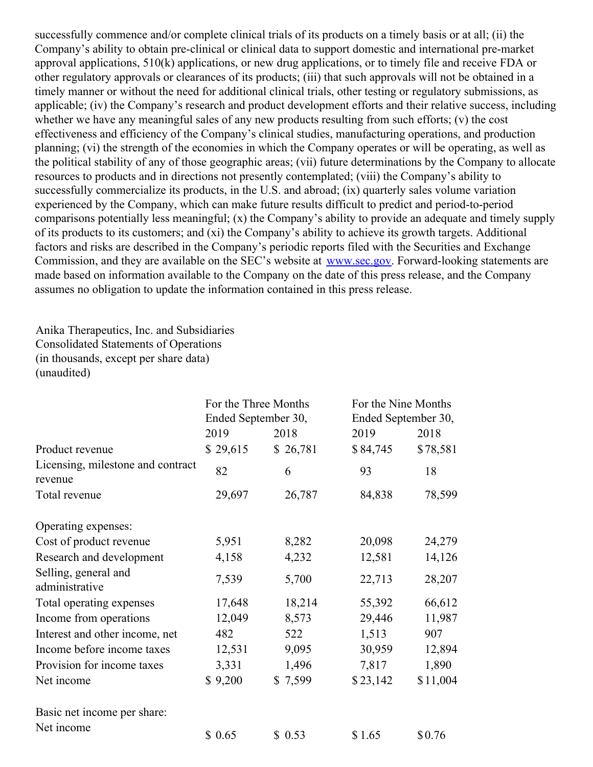successfully commence and/or complete clinical trials of its products on a timely basis or at all; (ii) the Company's ability to obtain pre-clinical or clinical data to support domestic and international pre-market approval applications, 510(k) applications, or new drug applications, or to timely file and receive FDA or other regulatory approvals or clearances of its products; (iii) that such approvals will not be obtained in a timely manner or without the need for additional clinical trials, other testing or regulatory submissions, as applicable; (iv) the Company's research and product development efforts and their relative success, including whether we have any meaningful sales of any new products resulting from such efforts; (v) the cost effectiveness and efficiency of the Company's clinical studies, manufacturing operations, and production planning; (vi) the strength of the economies in which the Company operates or will be operating, as well as the political stability of any of those geographic areas; (vii) future determinations by the Company to allocate resources to products and in directions not presently contemplated; (viii) the Company's ability to successfully commercialize its products, in the U.S. and abroad; (ix) quarterly sales volume variation experienced by the Company, which can make future results difficult to predict and period-to-period comparisons potentially less meaningful; (x) the Company's ability to provide an adequate and timely supply of its products to its customers; and (xi) the Company's ability to achieve its growth targets. Additional factors and risks are described in the Company's periodic reports filed with the Securities and Exchange Commission, and they are available on the SEC's website at www.sec.gov. Forward-looking statements are made based on information available to the Company on the date of this press release, and the Company assumes no obligation to update the information contained in this press release.

Anika Therapeutics, Inc. and Subsidiaries
Consolidated Statements of Operations
(in thousands, except per share data)
(unaudited)

| | For the Three Months Ended September 30, | | For the Nine Months Ended September 30, | |
|---|---|---|---|---|
| | 2019 | 2018 | 2019 | 2018 |
| Product revenue | $ 29,615 | $ 26,781 | $ 84,745 | $ 78,581 |
| Licensing, milestone and contract revenue | 82 | 6 | 93 | 18 |
| Total revenue | 29,697 | 26,787 | 84,838 | 78,599 |
| | | | | |
| Operating expenses: | | | | |
| Cost of product revenue | 5,951 | 8,282 | 20,098 | 24,279 |
| Research and development | 4,158 | 4,232 | 12,581 | 14,126 |
| Selling, general and administrative | 7,539 | 5,700 | 22,713 | 28,207 |
| Total operating expenses | 17,648 | 18,214 | 55,392 | 66,612 |
| Income from operations | 12,049 | 8,573 | 29,446 | 11,987 |
| Interest and other income, net | 482 | 522 | 1,513 | 907 |
| Income before income taxes | 12,531 | 9,095 | 30,959 | 12,894 |
| Provision for income taxes | 3,331 | 1,496 | 7,817 | 1,890 |
| Net income | $ 9,200 | $ 7,599 | $ 23,142 | $ 11,004 |
| | | | | |
| Basic net income per share: | | | | |
| Net income | $ 0.65 | $ 0.53 | $ 1.65 | $ 0.76 |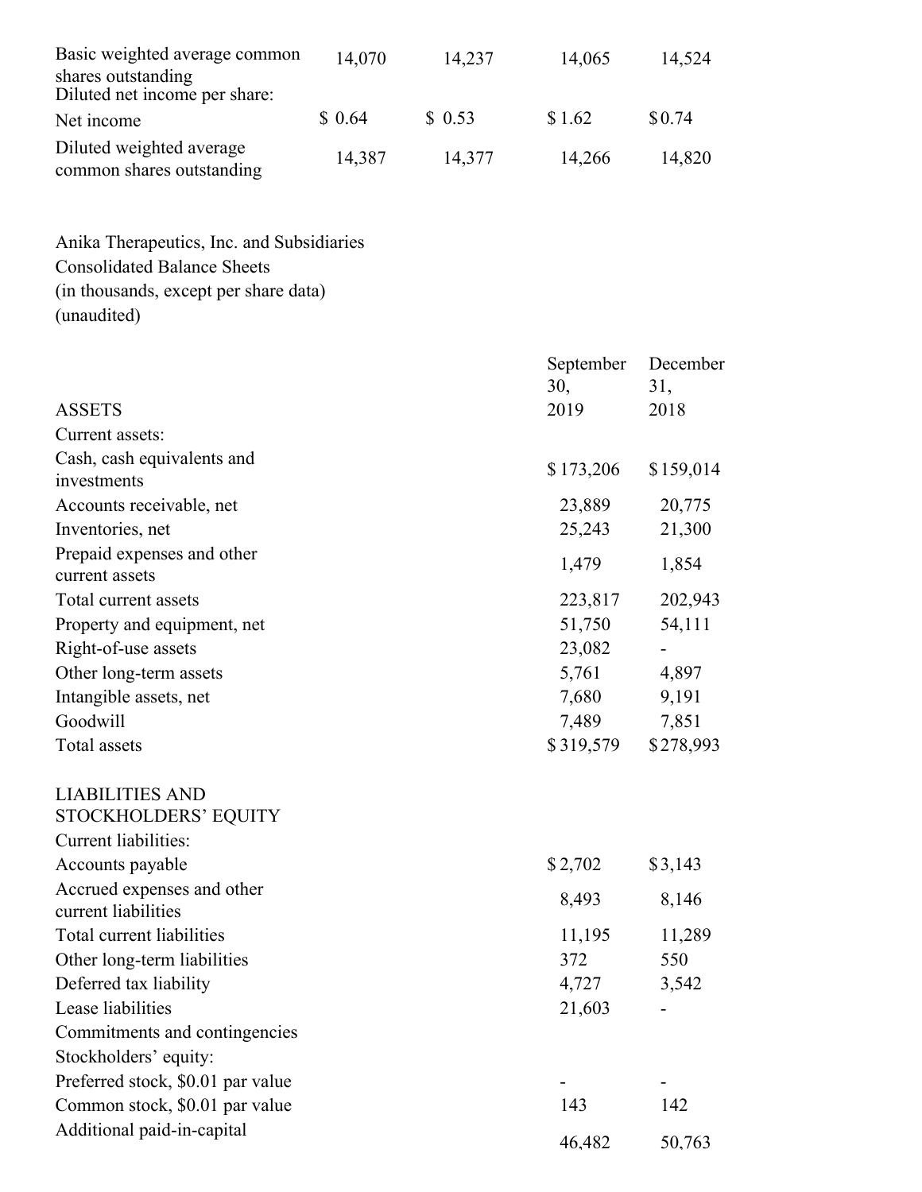| | | | | |
|---|---|---|---|---|
| Basic weighted average common shares outstanding | 14,070 | 14,237 | 14,065 | 14,524 |
| Diluted net income per share: | | | | |
| Net income | $ 0.64 | $ 0.53 | $ 1.62 | $ 0.74 |
| Diluted weighted average common shares outstanding | 14,387 | 14,377 | 14,266 | 14,820 |

Anika Therapeutics, Inc. and Subsidiaries
Consolidated Balance Sheets
(in thousands, except per share data)
(unaudited)

| | September 30, 2019 | December 31, 2018 |
|---|---|---|
| ASSETS | | |
| Current assets: | | |
| Cash, cash equivalents and investments | $ 173,206 | $ 159,014 |
| Accounts receivable, net | 23,889 | 20,775 |
| Inventories, net | 25,243 | 21,300 |
| Prepaid expenses and other current assets | 1,479 | 1,854 |
| Total current assets | 223,817 | 202,943 |
| Property and equipment, net | 51,750 | 54,111 |
| Right-of-use assets | 23,082 | - |
| Other long-term assets | 5,761 | 4,897 |
| Intangible assets, net | 7,680 | 9,191 |
| Goodwill | 7,489 | 7,851 |
| Total assets | $ 319,579 | $ 278,993 |
| | | |
| LIABILITIES AND STOCKHOLDERS' EQUITY | | |
| Current liabilities: | | |
| Accounts payable | $ 2,702 | $ 3,143 |
| Accrued expenses and other current liabilities | 8,493 | 8,146 |
| Total current liabilities | 11,195 | 11,289 |
| Other long-term liabilities | 372 | 550 |
| Deferred tax liability | 4,727 | 3,542 |
| Lease liabilities | 21,603 | - |
| Commitments and contingencies | | |
| Stockholders' equity: | | |
| Preferred stock, $0.01 par value | - | - |
| Common stock, $0.01 par value | 143 | 142 |
| Additional paid-in-capital | 46,482 | 50,763 |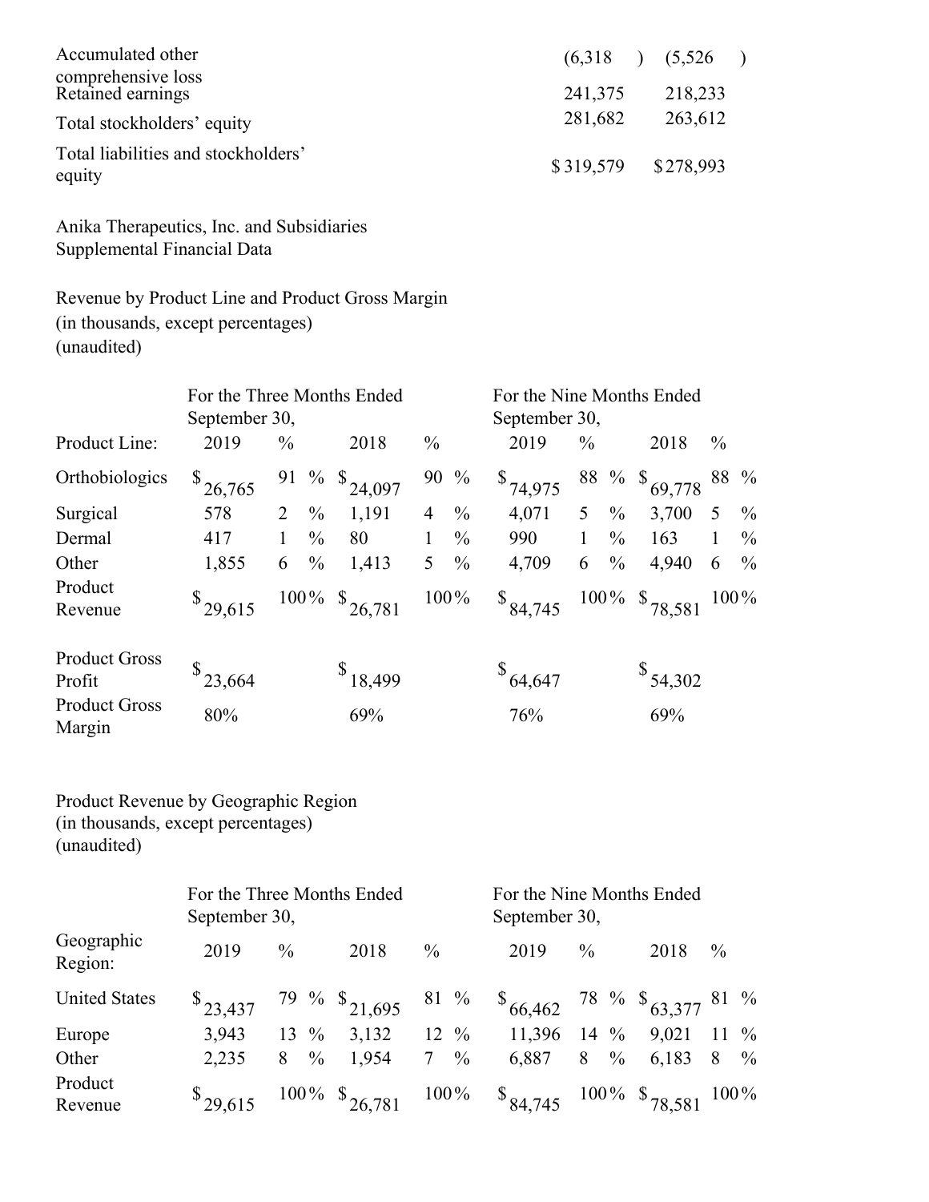| | | |
|---|---|---|
| Accumulated other comprehensive loss | (6,318 ) | (5,526 ) |
| Retained earnings | 241,375 | 218,233 |
| Total stockholders' equity | 281,682 | 263,612 |
| Total liabilities and stockholders' equity | $ 319,579 | $ 278,993 |

Anika Therapeutics, Inc. and Subsidiaries
Supplemental Financial Data

Revenue by Product Line and Product Gross Margin
(in thousands, except percentages)
(unaudited)

| | For the Three Months Ended September 30, | | | | For the Nine Months Ended September 30, | | | |
|---|---|---|---|---|---|---|---|---|
| Product Line: | 2019 | % | 2018 | % | 2019 | % | 2018 | % |
| Orthobiologics | $ 26,765 | 91 % | $ 24,097 | 90 % | $ 74,975 | 88 % | $ 69,778 | 88 % |
| Surgical | 578 | 2 % | 1,191 | 4 % | 4,071 | 5 % | 3,700 | 5 % |
| Dermal | 417 | 1 % | 80 | 1 % | 990 | 1 % | 163 | 1 % |
| Other | 1,855 | 6 % | 1,413 | 5 % | 4,709 | 6 % | 4,940 | 6 % |
| Product Revenue | $ 29,615 | 100% | $ 26,781 | 100% | $ 84,745 | 100% | $ 78,581 | 100% |
| | | | | | | | | |
| Product Gross Profit | $ 23,664 | | $ 18,499 | | $ 64,647 | | $ 54,302 | |
| Product Gross Margin | 80% | | 69% | | 76% | | 69% | |

Product Revenue by Geographic Region
(in thousands, except percentages)
(unaudited)

| | For the Three Months Ended September 30, | | | | For the Nine Months Ended September 30, | | | |
|---|---|---|---|---|---|---|---|---|
| Geographic Region: | 2019 | % | 2018 | % | 2019 | % | 2018 | % |
| United States | $ 23,437 | 79 % | $ 21,695 | 81 % | $ 66,462 | 78 % | $ 63,377 | 81 % |
| Europe | 3,943 | 13 % | 3,132 | 12 % | 11,396 | 14 % | 9,021 | 11 % |
| Other | 2,235 | 8 % | 1,954 | 7 % | 6,887 | 8 % | 6,183 | 8 % |
| Product Revenue | $ 29,615 | 100% | $ 26,781 | 100% | $ 84,745 | 100% | $ 78,581 | 100% |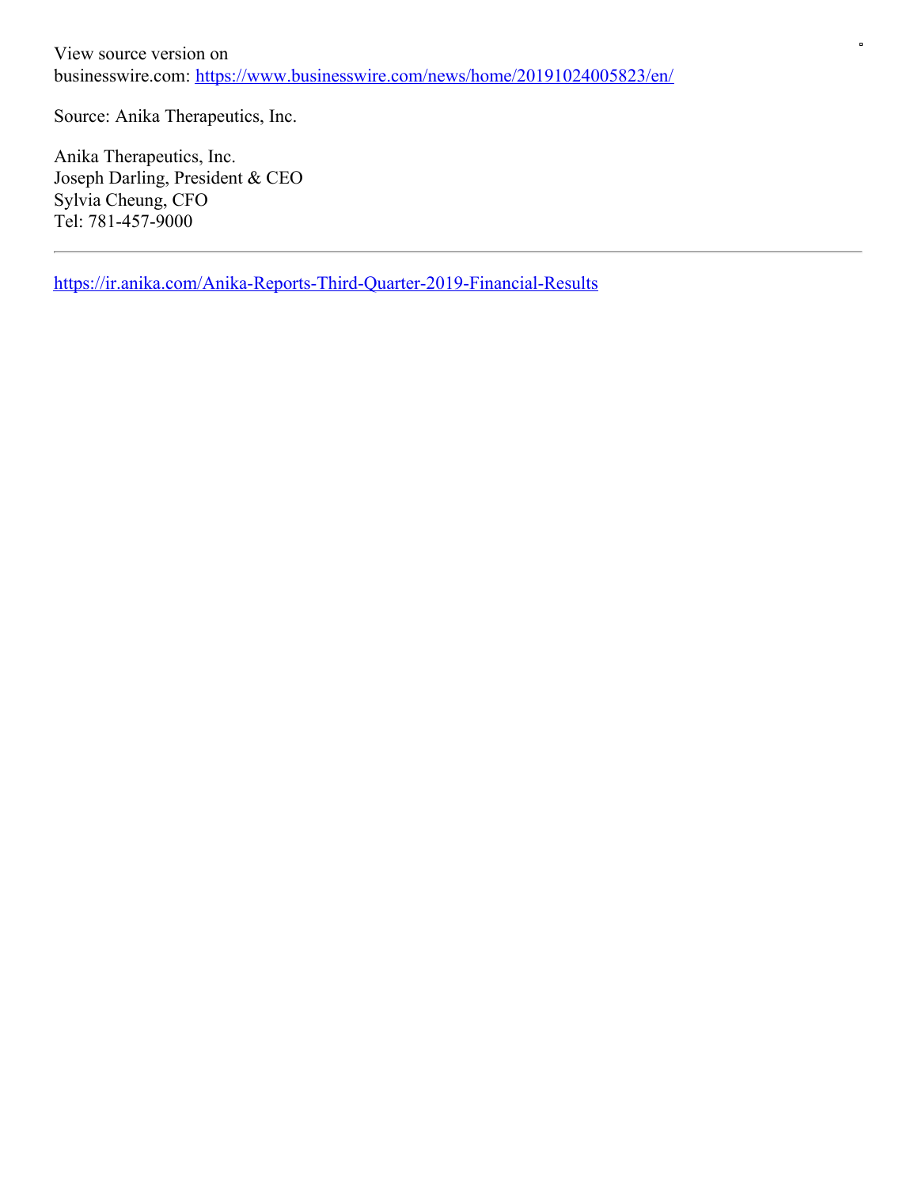View source version on
businesswire.com: https://www.businesswire.com/news/home/20191024005823/en/

Source: Anika Therapeutics, Inc.

Anika Therapeutics, Inc.
Joseph Darling, President & CEO
Sylvia Cheung, CFO
Tel: 781-457-9000

---

https://ir.anika.com/Anika-Reports-Third-Quarter-2019-Financial-Results